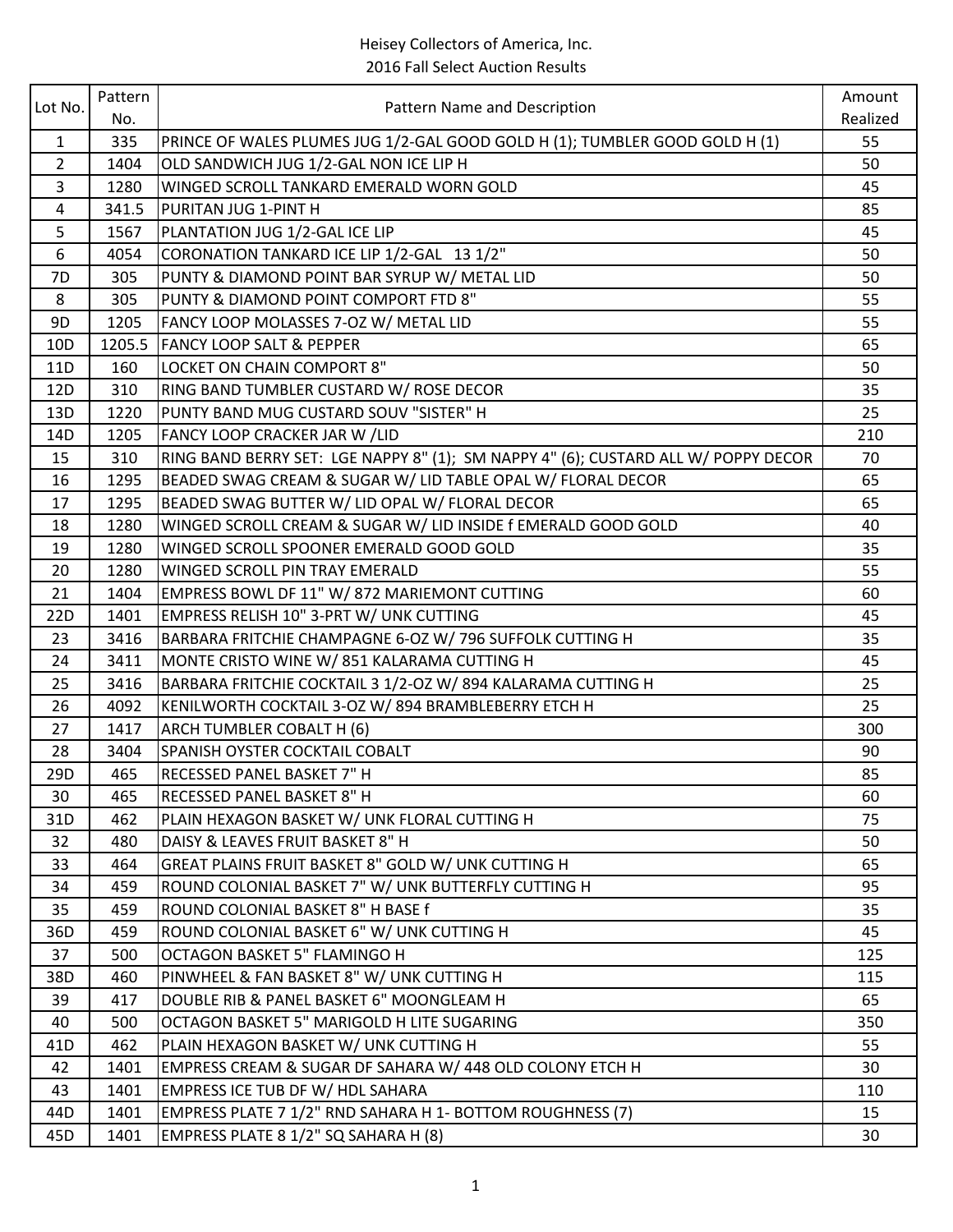# Heisey Collectors of America, Inc.
## 2016 Fall Select Auction Results

| Lot No. | Pattern No. | Pattern Name and Description | Amount Realized |
|---|---|---|---|
| 1 | 335 | PRINCE OF WALES PLUMES JUG 1/2-GAL GOOD GOLD H (1); TUMBLER GOOD GOLD H (1) | 55 |
| 2 | 1404 | OLD SANDWICH JUG 1/2-GAL NON ICE LIP H | 50 |
| 3 | 1280 | WINGED SCROLL TANKARD EMERALD WORN GOLD | 45 |
| 4 | 341.5 | PURITAN JUG 1-PINT H | 85 |
| 5 | 1567 | PLANTATION JUG 1/2-GAL ICE LIP | 45 |
| 6 | 4054 | CORONATION TANKARD ICE LIP 1/2-GAL 13 1/2" | 50 |
| 7D | 305 | PUNTY & DIAMOND POINT BAR SYRUP W/ METAL LID | 50 |
| 8 | 305 | PUNTY & DIAMOND POINT COMPORT FTD 8" | 55 |
| 9D | 1205 | FANCY LOOP MOLASSES 7-OZ W/ METAL LID | 55 |
| 10D | 1205.5 | FANCY LOOP SALT & PEPPER | 65 |
| 11D | 160 | LOCKET ON CHAIN COMPORT 8" | 50 |
| 12D | 310 | RING BAND TUMBLER CUSTARD W/ ROSE DECOR | 35 |
| 13D | 1220 | PUNTY BAND MUG CUSTARD SOUV "SISTER" H | 25 |
| 14D | 1205 | FANCY LOOP CRACKER JAR W /LID | 210 |
| 15 | 310 | RING BAND BERRY SET: LGE NAPPY 8" (1); SM NAPPY 4" (6); CUSTARD ALL W/ POPPY DECOR | 70 |
| 16 | 1295 | BEADED SWAG CREAM & SUGAR W/ LID TABLE OPAL W/ FLORAL DECOR | 65 |
| 17 | 1295 | BEADED SWAG BUTTER W/ LID OPAL W/ FLORAL DECOR | 65 |
| 18 | 1280 | WINGED SCROLL CREAM & SUGAR W/ LID INSIDE f EMERALD GOOD GOLD | 40 |
| 19 | 1280 | WINGED SCROLL SPOONER EMERALD GOOD GOLD | 35 |
| 20 | 1280 | WINGED SCROLL PIN TRAY EMERALD | 55 |
| 21 | 1404 | EMPRESS BOWL DF 11" W/ 872 MARIEMONT CUTTING | 60 |
| 22D | 1401 | EMPRESS RELISH 10" 3-PRT W/ UNK CUTTING | 45 |
| 23 | 3416 | BARBARA FRITCHIE CHAMPAGNE 6-OZ W/ 796 SUFFOLK CUTTING H | 35 |
| 24 | 3411 | MONTE CRISTO WINE W/ 851 KALARAMA CUTTING H | 45 |
| 25 | 3416 | BARBARA FRITCHIE COCKTAIL 3 1/2-OZ W/ 894 KALARAMA CUTTING H | 25 |
| 26 | 4092 | KENILWORTH COCKTAIL 3-OZ W/ 894 BRAMBLEBERRY ETCH H | 25 |
| 27 | 1417 | ARCH TUMBLER COBALT H (6) | 300 |
| 28 | 3404 | SPANISH OYSTER COCKTAIL COBALT | 90 |
| 29D | 465 | RECESSED PANEL BASKET 7" H | 85 |
| 30 | 465 | RECESSED PANEL BASKET 8" H | 60 |
| 31D | 462 | PLAIN HEXAGON BASKET W/ UNK FLORAL CUTTING H | 75 |
| 32 | 480 | DAISY & LEAVES FRUIT BASKET 8" H | 50 |
| 33 | 464 | GREAT PLAINS FRUIT BASKET 8" GOLD W/ UNK CUTTING H | 65 |
| 34 | 459 | ROUND COLONIAL BASKET 7" W/ UNK BUTTERFLY CUTTING H | 95 |
| 35 | 459 | ROUND COLONIAL BASKET 8" H BASE f | 35 |
| 36D | 459 | ROUND COLONIAL BASKET 6" W/ UNK CUTTING H | 45 |
| 37 | 500 | OCTAGON BASKET 5" FLAMINGO H | 125 |
| 38D | 460 | PINWHEEL & FAN BASKET 8" W/ UNK CUTTING H | 115 |
| 39 | 417 | DOUBLE RIB & PANEL BASKET 6" MOONGLEAM H | 65 |
| 40 | 500 | OCTAGON BASKET 5" MARIGOLD H LITE SUGARING | 350 |
| 41D | 462 | PLAIN HEXAGON BASKET W/ UNK CUTTING H | 55 |
| 42 | 1401 | EMPRESS CREAM & SUGAR DF SAHARA W/ 448 OLD COLONY ETCH H | 30 |
| 43 | 1401 | EMPRESS ICE TUB DF W/ HDL SAHARA | 110 |
| 44D | 1401 | EMPRESS PLATE 7 1/2" RND SAHARA H 1- BOTTOM ROUGHNESS (7) | 15 |
| 45D | 1401 | EMPRESS PLATE 8 1/2" SQ SAHARA H (8) | 30 |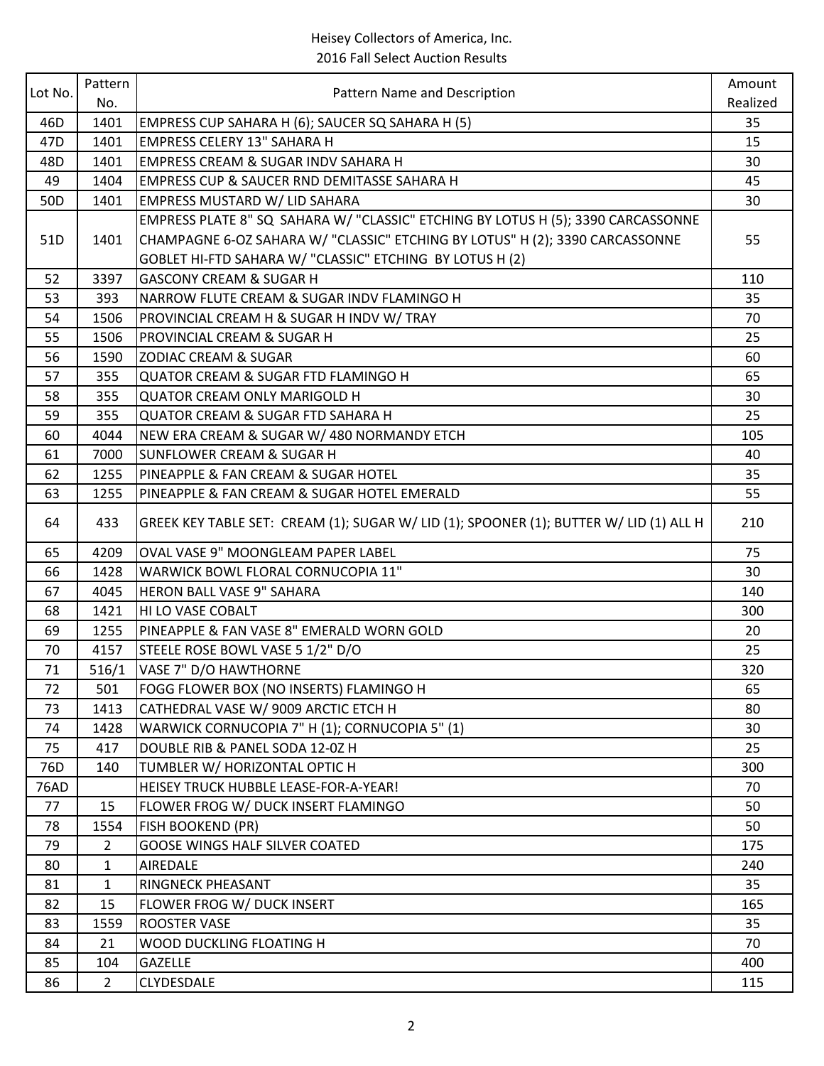Heisey Collectors of America, Inc.
2016 Fall Select Auction Results

| Lot No. | Pattern No. | Pattern Name and Description | Amount Realized |
|---|---|---|---|
| 46D | 1401 | EMPRESS CUP SAHARA H (6); SAUCER SQ SAHARA H (5) | 35 |
| 47D | 1401 | EMPRESS CELERY 13" SAHARA H | 15 |
| 48D | 1401 | EMPRESS CREAM & SUGAR INDV SAHARA H | 30 |
| 49 | 1404 | EMPRESS CUP & SAUCER RND DEMITASSE SAHARA H | 45 |
| 50D | 1401 | EMPRESS MUSTARD W/ LID SAHARA | 30 |
| 51D | 1401 | EMPRESS PLATE 8" SQ SAHARA W/ "CLASSIC" ETCHING BY LOTUS H (5); 3390 CARCASSONNE CHAMPAGNE 6-OZ SAHARA W/ "CLASSIC" ETCHING BY LOTUS" H (2); 3390 CARCASSONNE GOBLET HI-FTD SAHARA W/ "CLASSIC" ETCHING BY LOTUS H (2) | 55 |
| 52 | 3397 | GASCONY CREAM & SUGAR H | 110 |
| 53 | 393 | NARROW FLUTE CREAM & SUGAR INDV FLAMINGO H | 35 |
| 54 | 1506 | PROVINCIAL CREAM H & SUGAR H INDV W/ TRAY | 70 |
| 55 | 1506 | PROVINCIAL CREAM & SUGAR H | 25 |
| 56 | 1590 | ZODIAC CREAM & SUGAR | 60 |
| 57 | 355 | QUATOR CREAM & SUGAR FTD FLAMINGO H | 65 |
| 58 | 355 | QUATOR CREAM ONLY MARIGOLD H | 30 |
| 59 | 355 | QUATOR CREAM & SUGAR FTD SAHARA H | 25 |
| 60 | 4044 | NEW ERA CREAM & SUGAR W/ 480 NORMANDY ETCH | 105 |
| 61 | 7000 | SUNFLOWER CREAM & SUGAR H | 40 |
| 62 | 1255 | PINEAPPLE & FAN CREAM & SUGAR HOTEL | 35 |
| 63 | 1255 | PINEAPPLE & FAN CREAM & SUGAR HOTEL EMERALD | 55 |
| 64 | 433 | GREEK KEY TABLE SET: CREAM (1); SUGAR W/ LID (1); SPOONER (1); BUTTER W/ LID (1) ALL H | 210 |
| 65 | 4209 | OVAL VASE 9" MOONGLEAM PAPER LABEL | 75 |
| 66 | 1428 | WARWICK BOWL FLORAL CORNUCOPIA 11" | 30 |
| 67 | 4045 | HERON BALL VASE 9" SAHARA | 140 |
| 68 | 1421 | HI LO VASE COBALT | 300 |
| 69 | 1255 | PINEAPPLE & FAN VASE 8" EMERALD WORN GOLD | 20 |
| 70 | 4157 | STEELE ROSE BOWL VASE 5 1/2" D/O | 25 |
| 71 | 516/1 | VASE 7" D/O HAWTHORNE | 320 |
| 72 | 501 | FOGG FLOWER BOX (NO INSERTS) FLAMINGO H | 65 |
| 73 | 1413 | CATHEDRAL VASE W/ 9009 ARCTIC ETCH H | 80 |
| 74 | 1428 | WARWICK CORNUCOPIA 7" H (1); CORNUCOPIA 5" (1) | 30 |
| 75 | 417 | DOUBLE RIB & PANEL SODA 12-0Z H | 25 |
| 76D | 140 | TUMBLER W/ HORIZONTAL OPTIC H | 300 |
| 76AD | | HEISEY TRUCK HUBBLE LEASE-FOR-A-YEAR! | 70 |
| 77 | 15 | FLOWER FROG W/ DUCK INSERT FLAMINGO | 50 |
| 78 | 1554 | FISH BOOKEND (PR) | 50 |
| 79 | 2 | GOOSE WINGS HALF SILVER COATED | 175 |
| 80 | 1 | AIREDALE | 240 |
| 81 | 1 | RINGNECK PHEASANT | 35 |
| 82 | 15 | FLOWER FROG W/ DUCK INSERT | 165 |
| 83 | 1559 | ROOSTER VASE | 35 |
| 84 | 21 | WOOD DUCKLING FLOATING H | 70 |
| 85 | 104 | GAZELLE | 400 |
| 86 | 2 | CLYDESDALE | 115 |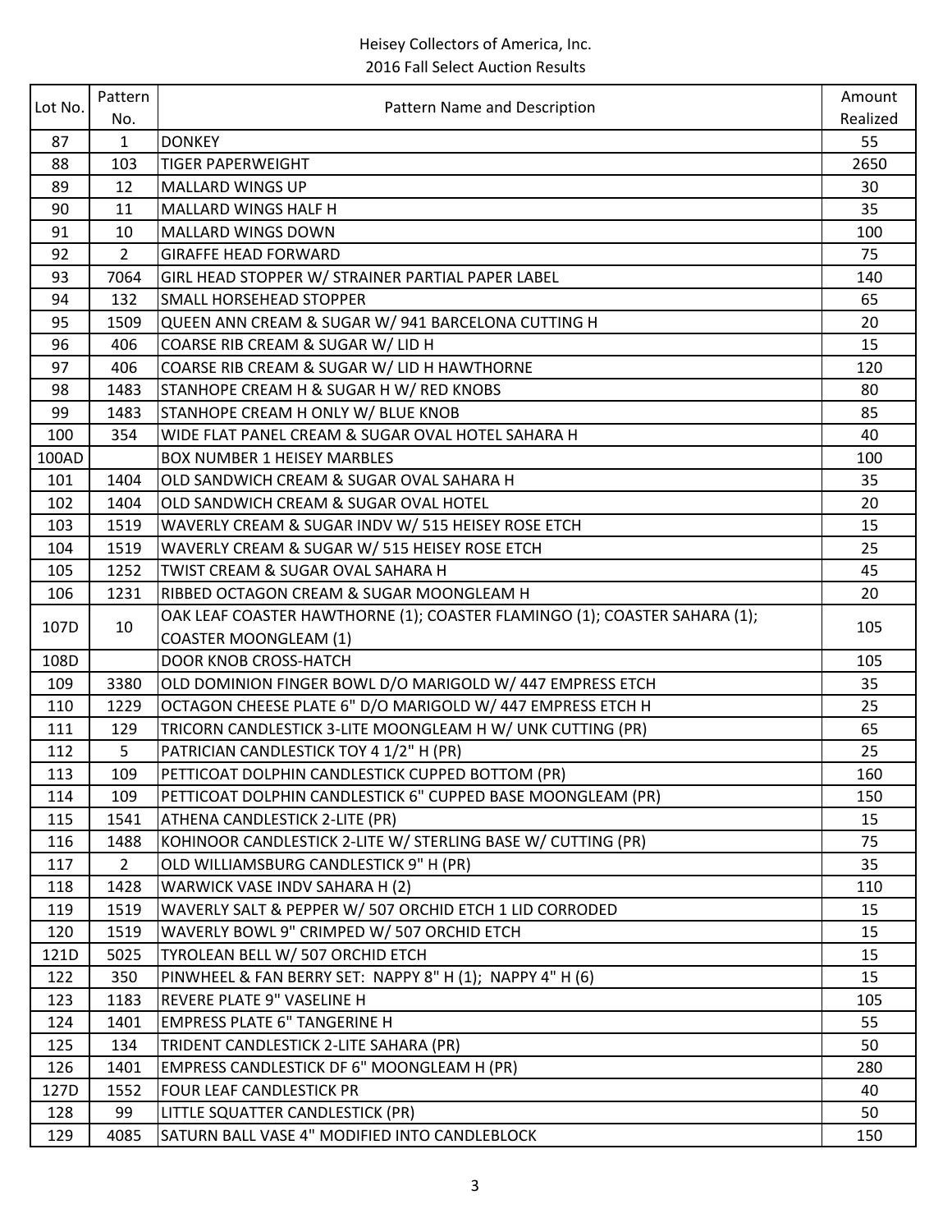Heisey Collectors of America, Inc.
2016 Fall Select Auction Results

| Lot No. | Pattern No. | Pattern Name and Description | Amount Realized |
|---|---|---|---|
| 87 | 1 | DONKEY | 55 |
| 88 | 103 | TIGER PAPERWEIGHT | 2650 |
| 89 | 12 | MALLARD WINGS UP | 30 |
| 90 | 11 | MALLARD WINGS HALF H | 35 |
| 91 | 10 | MALLARD WINGS DOWN | 100 |
| 92 | 2 | GIRAFFE HEAD FORWARD | 75 |
| 93 | 7064 | GIRL HEAD STOPPER W/ STRAINER PARTIAL PAPER LABEL | 140 |
| 94 | 132 | SMALL HORSEHEAD STOPPER | 65 |
| 95 | 1509 | QUEEN ANN CREAM & SUGAR W/ 941 BARCELONA CUTTING H | 20 |
| 96 | 406 | COARSE RIB CREAM & SUGAR W/ LID H | 15 |
| 97 | 406 | COARSE RIB CREAM & SUGAR W/ LID H HAWTHORNE | 120 |
| 98 | 1483 | STANHOPE CREAM H & SUGAR H W/ RED KNOBS | 80 |
| 99 | 1483 | STANHOPE CREAM H ONLY W/ BLUE KNOB | 85 |
| 100 | 354 | WIDE FLAT PANEL CREAM & SUGAR OVAL HOTEL SAHARA H | 40 |
| 100AD | | BOX NUMBER 1 HEISEY MARBLES | 100 |
| 101 | 1404 | OLD SANDWICH CREAM & SUGAR OVAL SAHARA H | 35 |
| 102 | 1404 | OLD SANDWICH CREAM & SUGAR OVAL HOTEL | 20 |
| 103 | 1519 | WAVERLY CREAM & SUGAR INDV W/ 515 HEISEY ROSE ETCH | 15 |
| 104 | 1519 | WAVERLY CREAM & SUGAR W/ 515 HEISEY ROSE ETCH | 25 |
| 105 | 1252 | TWIST CREAM & SUGAR OVAL SAHARA H | 45 |
| 106 | 1231 | RIBBED OCTAGON CREAM & SUGAR MOONGLEAM H | 20 |
| 107D | 10 | OAK LEAF COASTER HAWTHORNE (1); COASTER FLAMINGO (1); COASTER SAHARA (1); COASTER MOONGLEAM (1) | 105 |
| 108D | | DOOR KNOB CROSS-HATCH | 105 |
| 109 | 3380 | OLD DOMINION FINGER BOWL D/O MARIGOLD W/ 447 EMPRESS ETCH | 35 |
| 110 | 1229 | OCTAGON CHEESE PLATE 6" D/O MARIGOLD W/ 447 EMPRESS ETCH H | 25 |
| 111 | 129 | TRICORN CANDLESTICK 3-LITE MOONGLEAM H W/ UNK CUTTING (PR) | 65 |
| 112 | 5 | PATRICIAN CANDLESTICK TOY 4 1/2" H (PR) | 25 |
| 113 | 109 | PETTICOAT DOLPHIN CANDLESTICK CUPPED BOTTOM (PR) | 160 |
| 114 | 109 | PETTICOAT DOLPHIN CANDLESTICK 6" CUPPED BASE MOONGLEAM (PR) | 150 |
| 115 | 1541 | ATHENA CANDLESTICK 2-LITE (PR) | 15 |
| 116 | 1488 | KOHINOOR CANDLESTICK 2-LITE W/ STERLING BASE W/ CUTTING (PR) | 75 |
| 117 | 2 | OLD WILLIAMSBURG CANDLESTICK 9" H (PR) | 35 |
| 118 | 1428 | WARWICK VASE INDV SAHARA H (2) | 110 |
| 119 | 1519 | WAVERLY SALT & PEPPER W/ 507 ORCHID ETCH 1 LID CORRODED | 15 |
| 120 | 1519 | WAVERLY BOWL 9" CRIMPED W/ 507 ORCHID ETCH | 15 |
| 121D | 5025 | TYROLEAN BELL W/ 507 ORCHID ETCH | 15 |
| 122 | 350 | PINWHEEL & FAN BERRY SET: NAPPY 8" H (1); NAPPY 4" H (6) | 15 |
| 123 | 1183 | REVERE PLATE 9" VASELINE H | 105 |
| 124 | 1401 | EMPRESS PLATE 6" TANGERINE H | 55 |
| 125 | 134 | TRIDENT CANDLESTICK 2-LITE SAHARA (PR) | 50 |
| 126 | 1401 | EMPRESS CANDLESTICK DF 6" MOONGLEAM H (PR) | 280 |
| 127D | 1552 | FOUR LEAF CANDLESTICK PR | 40 |
| 128 | 99 | LITTLE SQUATTER CANDLESTICK (PR) | 50 |
| 129 | 4085 | SATURN BALL VASE 4" MODIFIED INTO CANDLEBLOCK | 150 |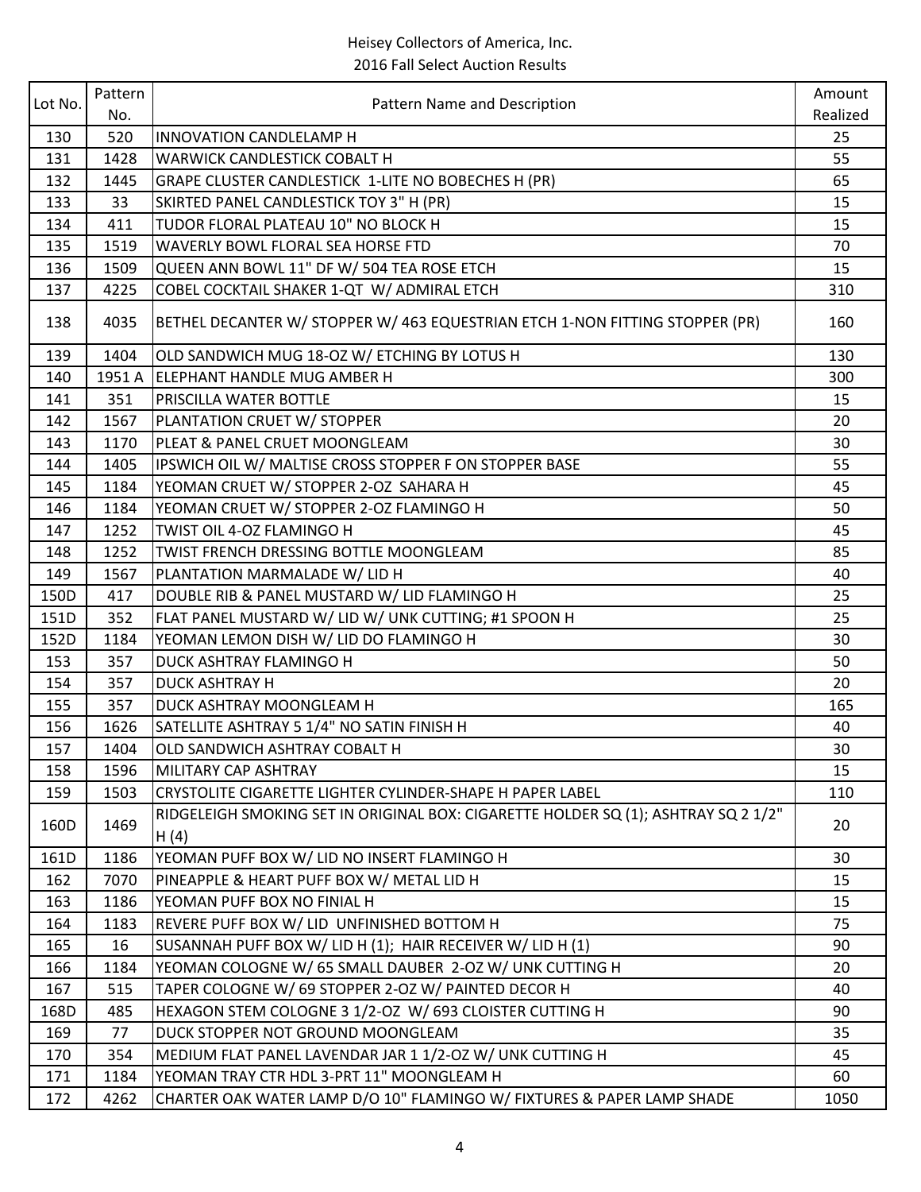Heisey Collectors of America, Inc.
2016 Fall Select Auction Results

| Lot No. | Pattern No. | Pattern Name and Description | Amount Realized |
|---|---|---|---|
| 130 | 520 | INNOVATION CANDLELAMP H | 25 |
| 131 | 1428 | WARWICK CANDLESTICK COBALT H | 55 |
| 132 | 1445 | GRAPE CLUSTER CANDLESTICK 1-LITE NO BOBECHES H (PR) | 65 |
| 133 | 33 | SKIRTED PANEL CANDLESTICK TOY 3" H (PR) | 15 |
| 134 | 411 | TUDOR FLORAL PLATEAU 10" NO BLOCK H | 15 |
| 135 | 1519 | WAVERLY BOWL FLORAL SEA HORSE FTD | 70 |
| 136 | 1509 | QUEEN ANN BOWL 11" DF W/ 504 TEA ROSE ETCH | 15 |
| 137 | 4225 | COBEL COCKTAIL SHAKER 1-QT W/ ADMIRAL ETCH | 310 |
| 138 | 4035 | BETHEL DECANTER W/ STOPPER W/ 463 EQUESTRIAN ETCH 1-NON FITTING STOPPER (PR) | 160 |
| 139 | 1404 | OLD SANDWICH MUG 18-OZ W/ ETCHING BY LOTUS H | 130 |
| 140 | 1951 A | ELEPHANT HANDLE MUG AMBER H | 300 |
| 141 | 351 | PRISCILLA WATER BOTTLE | 15 |
| 142 | 1567 | PLANTATION CRUET W/ STOPPER | 20 |
| 143 | 1170 | PLEAT & PANEL CRUET MOONGLEAM | 30 |
| 144 | 1405 | IPSWICH OIL W/ MALTISE CROSS STOPPER F ON STOPPER BASE | 55 |
| 145 | 1184 | YEOMAN CRUET W/ STOPPER 2-OZ SAHARA H | 45 |
| 146 | 1184 | YEOMAN CRUET W/ STOPPER 2-OZ FLAMINGO H | 50 |
| 147 | 1252 | TWIST OIL 4-OZ FLAMINGO H | 45 |
| 148 | 1252 | TWIST FRENCH DRESSING BOTTLE MOONGLEAM | 85 |
| 149 | 1567 | PLANTATION MARMALADE W/ LID H | 40 |
| 150D | 417 | DOUBLE RIB & PANEL MUSTARD W/ LID FLAMINGO H | 25 |
| 151D | 352 | FLAT PANEL MUSTARD W/ LID W/ UNK CUTTING; #1 SPOON H | 25 |
| 152D | 1184 | YEOMAN LEMON DISH W/ LID DO FLAMINGO H | 30 |
| 153 | 357 | DUCK ASHTRAY FLAMINGO H | 50 |
| 154 | 357 | DUCK ASHTRAY H | 20 |
| 155 | 357 | DUCK ASHTRAY MOONGLEAM H | 165 |
| 156 | 1626 | SATELLITE ASHTRAY 5 1/4" NO SATIN FINISH H | 40 |
| 157 | 1404 | OLD SANDWICH ASHTRAY COBALT H | 30 |
| 158 | 1596 | MILITARY CAP ASHTRAY | 15 |
| 159 | 1503 | CRYSTOLITE CIGARETTE LIGHTER CYLINDER-SHAPE H PAPER LABEL | 110 |
| 160D | 1469 | RIDGELEIGH SMOKING SET IN ORIGINAL BOX: CIGARETTE HOLDER SQ (1); ASHTRAY SQ 2 1/2" H (4) | 20 |
| 161D | 1186 | YEOMAN PUFF BOX W/ LID NO INSERT FLAMINGO H | 30 |
| 162 | 7070 | PINEAPPLE & HEART PUFF BOX W/ METAL LID H | 15 |
| 163 | 1186 | YEOMAN PUFF BOX NO FINIAL H | 15 |
| 164 | 1183 | REVERE PUFF BOX W/ LID UNFINISHED BOTTOM H | 75 |
| 165 | 16 | SUSANNAH PUFF BOX W/ LID H (1); HAIR RECEIVER W/ LID H (1) | 90 |
| 166 | 1184 | YEOMAN COLOGNE W/ 65 SMALL DAUBER 2-OZ W/ UNK CUTTING H | 20 |
| 167 | 515 | TAPER COLOGNE W/ 69 STOPPER 2-OZ W/ PAINTED DECOR H | 40 |
| 168D | 485 | HEXAGON STEM COLOGNE 3 1/2-OZ W/ 693 CLOISTER CUTTING H | 90 |
| 169 | 77 | DUCK STOPPER NOT GROUND MOONGLEAM | 35 |
| 170 | 354 | MEDIUM FLAT PANEL LAVENDAR JAR 1 1/2-OZ W/ UNK CUTTING H | 45 |
| 171 | 1184 | YEOMAN TRAY CTR HDL 3-PRT 11" MOONGLEAM H | 60 |
| 172 | 4262 | CHARTER OAK WATER LAMP D/O 10" FLAMINGO W/ FIXTURES & PAPER LAMP SHADE | 1050 |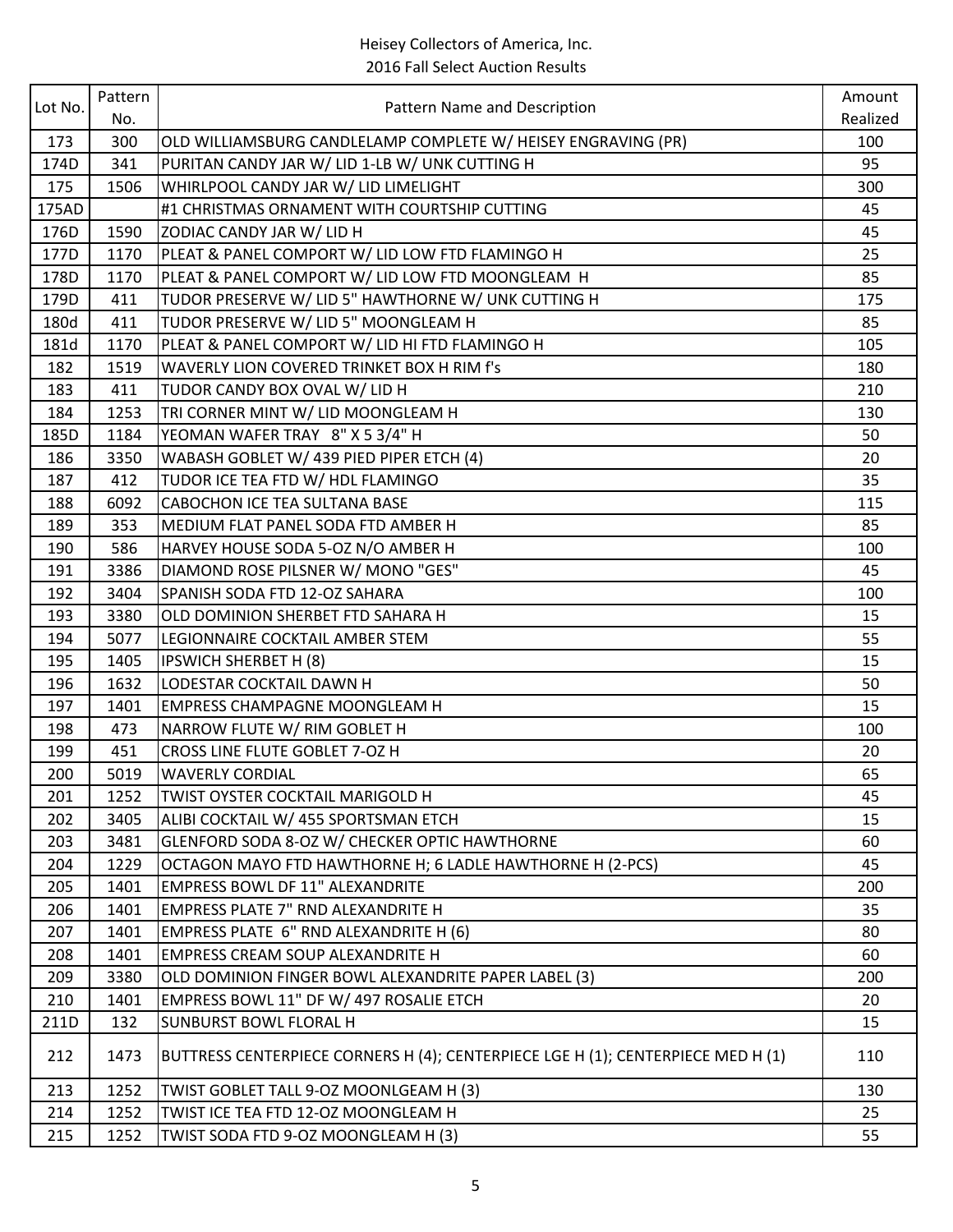Heisey Collectors of America, Inc.
2016 Fall Select Auction Results

| Lot No. | Pattern No. | Pattern Name and Description | Amount Realized |
|---|---|---|---|
| 173 | 300 | OLD WILLIAMSBURG CANDLELAMP COMPLETE W/ HEISEY ENGRAVING (PR) | 100 |
| 174D | 341 | PURITAN CANDY JAR W/ LID 1-LB W/ UNK CUTTING H | 95 |
| 175 | 1506 | WHIRLPOOL CANDY JAR W/ LID LIMELIGHT | 300 |
| 175AD | | #1 CHRISTMAS ORNAMENT WITH COURTSHIP CUTTING | 45 |
| 176D | 1590 | ZODIAC CANDY JAR W/ LID H | 45 |
| 177D | 1170 | PLEAT & PANEL COMPORT W/ LID LOW FTD FLAMINGO H | 25 |
| 178D | 1170 | PLEAT & PANEL COMPORT W/ LID LOW FTD MOONGLEAM H | 85 |
| 179D | 411 | TUDOR PRESERVE W/ LID 5" HAWTHORNE W/ UNK CUTTING H | 175 |
| 180d | 411 | TUDOR PRESERVE W/ LID 5" MOONGLEAM H | 85 |
| 181d | 1170 | PLEAT & PANEL COMPORT W/ LID HI FTD FLAMINGO H | 105 |
| 182 | 1519 | WAVERLY LION COVERED TRINKET BOX H RIM f's | 180 |
| 183 | 411 | TUDOR CANDY BOX OVAL W/ LID H | 210 |
| 184 | 1253 | TRI CORNER MINT W/ LID MOONGLEAM H | 130 |
| 185D | 1184 | YEOMAN WAFER TRAY 8" X 5 3/4" H | 50 |
| 186 | 3350 | WABASH GOBLET W/ 439 PIED PIPER ETCH (4) | 20 |
| 187 | 412 | TUDOR ICE TEA FTD W/ HDL FLAMINGO | 35 |
| 188 | 6092 | CABOCHON ICE TEA SULTANA BASE | 115 |
| 189 | 353 | MEDIUM FLAT PANEL SODA FTD AMBER H | 85 |
| 190 | 586 | HARVEY HOUSE SODA 5-OZ N/O AMBER H | 100 |
| 191 | 3386 | DIAMOND ROSE PILSNER W/ MONO "GES" | 45 |
| 192 | 3404 | SPANISH SODA FTD 12-OZ SAHARA | 100 |
| 193 | 3380 | OLD DOMINION SHERBET FTD SAHARA H | 15 |
| 194 | 5077 | LEGIONNAIRE COCKTAIL AMBER STEM | 55 |
| 195 | 1405 | IPSWICH SHERBET H (8) | 15 |
| 196 | 1632 | LODESTAR COCKTAIL DAWN H | 50 |
| 197 | 1401 | EMPRESS CHAMPAGNE MOONGLEAM H | 15 |
| 198 | 473 | NARROW FLUTE W/ RIM GOBLET H | 100 |
| 199 | 451 | CROSS LINE FLUTE GOBLET 7-OZ H | 20 |
| 200 | 5019 | WAVERLY CORDIAL | 65 |
| 201 | 1252 | TWIST OYSTER COCKTAIL MARIGOLD H | 45 |
| 202 | 3405 | ALIBI COCKTAIL W/ 455 SPORTSMAN ETCH | 15 |
| 203 | 3481 | GLENFORD SODA 8-OZ W/ CHECKER OPTIC HAWTHORNE | 60 |
| 204 | 1229 | OCTAGON MAYO FTD HAWTHORNE H; 6 LADLE HAWTHORNE H (2-PCS) | 45 |
| 205 | 1401 | EMPRESS BOWL DF 11" ALEXANDRITE | 200 |
| 206 | 1401 | EMPRESS PLATE 7" RND ALEXANDRITE H | 35 |
| 207 | 1401 | EMPRESS PLATE 6" RND ALEXANDRITE H (6) | 80 |
| 208 | 1401 | EMPRESS CREAM SOUP ALEXANDRITE H | 60 |
| 209 | 3380 | OLD DOMINION FINGER BOWL ALEXANDRITE PAPER LABEL (3) | 200 |
| 210 | 1401 | EMPRESS BOWL 11" DF W/ 497 ROSALIE ETCH | 20 |
| 211D | 132 | SUNBURST BOWL FLORAL H | 15 |
| 212 | 1473 | BUTTRESS CENTERPIECE CORNERS H (4); CENTERPIECE LGE H (1); CENTERPIECE MED H (1) | 110 |
| 213 | 1252 | TWIST GOBLET TALL 9-OZ MOONLGEAM H (3) | 130 |
| 214 | 1252 | TWIST ICE TEA FTD 12-OZ MOONGLEAM H | 25 |
| 215 | 1252 | TWIST SODA FTD 9-OZ MOONGLEAM H (3) | 55 |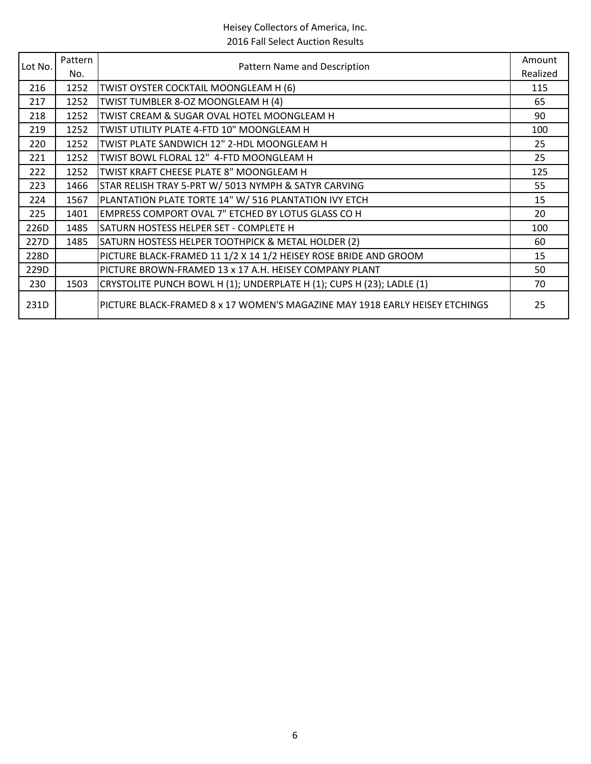Heisey Collectors of America, Inc.
2016 Fall Select Auction Results

| Lot No. | Pattern No. | Pattern Name and Description | Amount Realized |
|---|---|---|---|
| 216 | 1252 | TWIST OYSTER COCKTAIL MOONGLEAM H (6) | 115 |
| 217 | 1252 | TWIST TUMBLER 8-OZ MOONGLEAM H (4) | 65 |
| 218 | 1252 | TWIST CREAM & SUGAR OVAL HOTEL MOONGLEAM H | 90 |
| 219 | 1252 | TWIST UTILITY PLATE 4-FTD 10" MOONGLEAM H | 100 |
| 220 | 1252 | TWIST PLATE SANDWICH 12" 2-HDL MOONGLEAM H | 25 |
| 221 | 1252 | TWIST BOWL FLORAL 12" 4-FTD MOONGLEAM H | 25 |
| 222 | 1252 | TWIST KRAFT CHEESE PLATE 8" MOONGLEAM H | 125 |
| 223 | 1466 | STAR RELISH TRAY 5-PRT W/ 5013 NYMPH & SATYR CARVING | 55 |
| 224 | 1567 | PLANTATION PLATE TORTE 14" W/ 516 PLANTATION IVY ETCH | 15 |
| 225 | 1401 | EMPRESS COMPORT OVAL 7" ETCHED BY LOTUS GLASS CO H | 20 |
| 226D | 1485 | SATURN HOSTESS HELPER SET - COMPLETE H | 100 |
| 227D | 1485 | SATURN HOSTESS HELPER TOOTHPICK & METAL HOLDER (2) | 60 |
| 228D | | PICTURE BLACK-FRAMED 11 1/2 X 14 1/2 HEISEY ROSE BRIDE AND GROOM | 15 |
| 229D | | PICTURE BROWN-FRAMED 13 x 17 A.H. HEISEY COMPANY PLANT | 50 |
| 230 | 1503 | CRYSTOLITE PUNCH BOWL H (1); UNDERPLATE H (1); CUPS H (23); LADLE (1) | 70 |
| 231D | | PICTURE BLACK-FRAMED 8 x 17 WOMEN'S MAGAZINE MAY 1918 EARLY HEISEY ETCHINGS | 25 |